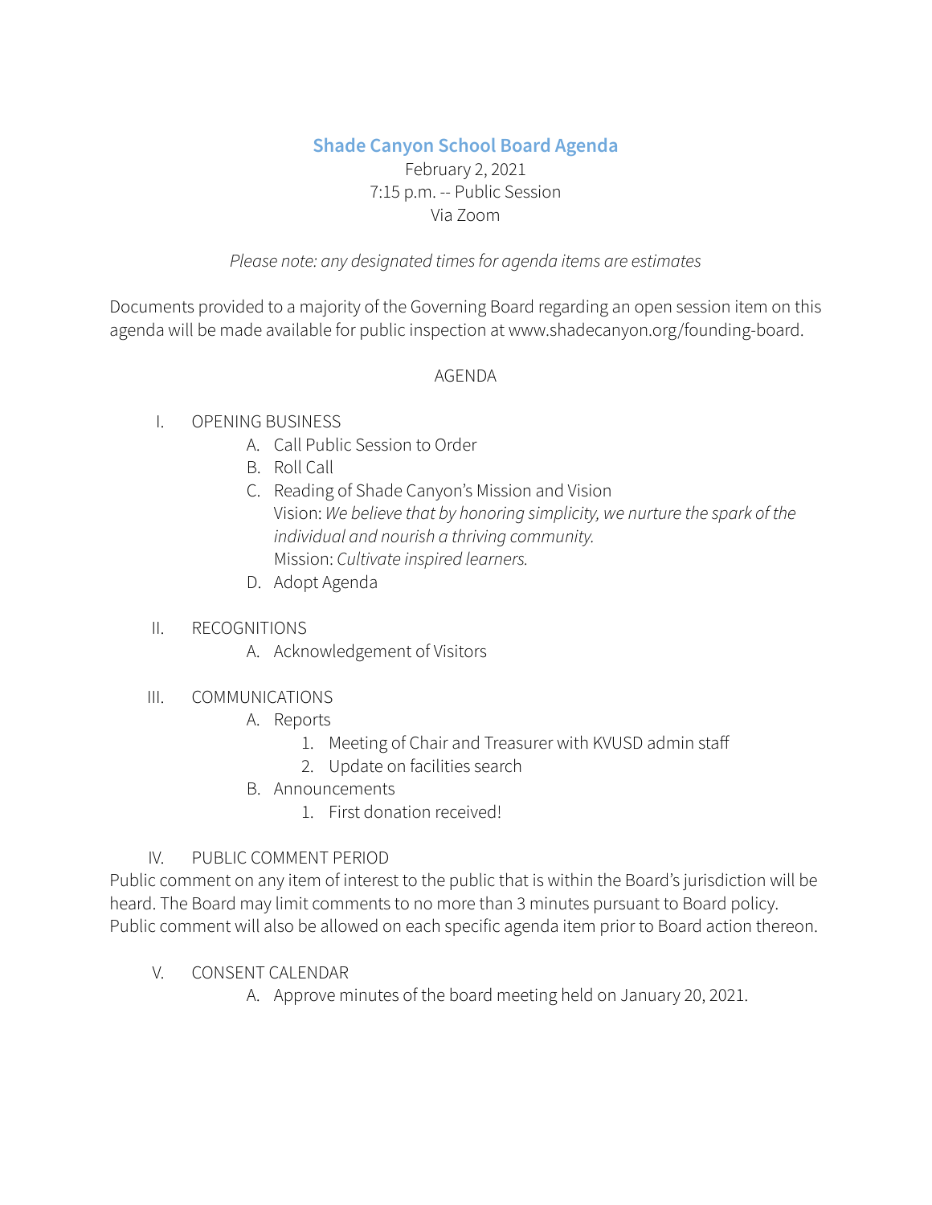# Shade Canyon School Board Agenda

February 2, 2021
7:15 p.m. -- Public Session
Via Zoom

*Please note: any designated times for agenda items are estimates*

Documents provided to a majority of the Governing Board regarding an open session item on this agenda will be made available for public inspection at www.shadecanyon.org/founding-board.

AGENDA

I. OPENING BUSINESS
   A. Call Public Session to Order
   B. Roll Call
   C. Reading of Shade Canyon's Mission and Vision
      Vision: *We believe that by honoring simplicity, we nurture the spark of the individual and nourish a thriving community.*
      Mission: *Cultivate inspired learners.*
   D. Adopt Agenda

II. RECOGNITIONS
   A. Acknowledgement of Visitors

III. COMMUNICATIONS
   A. Reports
      1. Meeting of Chair and Treasurer with KVUSD admin staff
      2. Update on facilities search
   B. Announcements
      1. First donation received!

IV. PUBLIC COMMENT PERIOD

Public comment on any item of interest to the public that is within the Board's jurisdiction will be heard. The Board may limit comments to no more than 3 minutes pursuant to Board policy. Public comment will also be allowed on each specific agenda item prior to Board action thereon.

V. CONSENT CALENDAR
   A. Approve minutes of the board meeting held on January 20, 2021.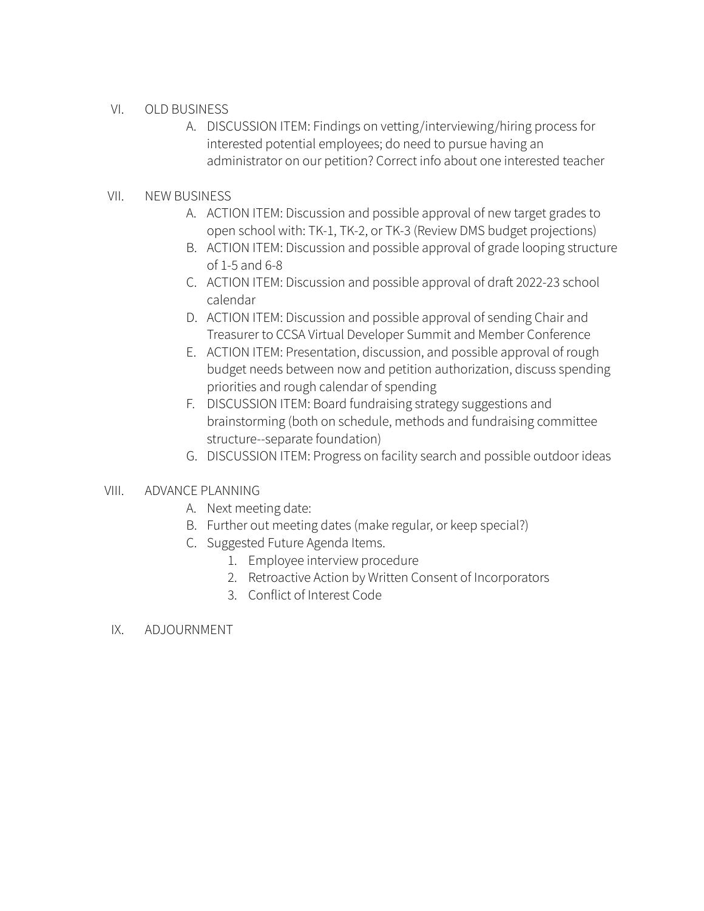VI. OLD BUSINESS

   A. DISCUSSION ITEM: Findings on vetting/interviewing/hiring process for interested potential employees; do need to pursue having an administrator on our petition? Correct info about one interested teacher

VII. NEW BUSINESS

   A. ACTION ITEM: Discussion and possible approval of new target grades to open school with: TK-1, TK-2, or TK-3 (Review DMS budget projections)
   B. ACTION ITEM: Discussion and possible approval of grade looping structure of 1-5 and 6-8
   C. ACTION ITEM: Discussion and possible approval of draft 2022-23 school calendar
   D. ACTION ITEM: Discussion and possible approval of sending Chair and Treasurer to CCSA Virtual Developer Summit and Member Conference
   E. ACTION ITEM: Presentation, discussion, and possible approval of rough budget needs between now and petition authorization, discuss spending priorities and rough calendar of spending
   F. DISCUSSION ITEM: Board fundraising strategy suggestions and brainstorming (both on schedule, methods and fundraising committee structure--separate foundation)
   G. DISCUSSION ITEM: Progress on facility search and possible outdoor ideas

VIII. ADVANCE PLANNING

   A. Next meeting date:
   B. Further out meeting dates (make regular, or keep special?)
   C. Suggested Future Agenda Items.
      1. Employee interview procedure
      2. Retroactive Action by Written Consent of Incorporators
      3. Conflict of Interest Code

IX. ADJOURNMENT